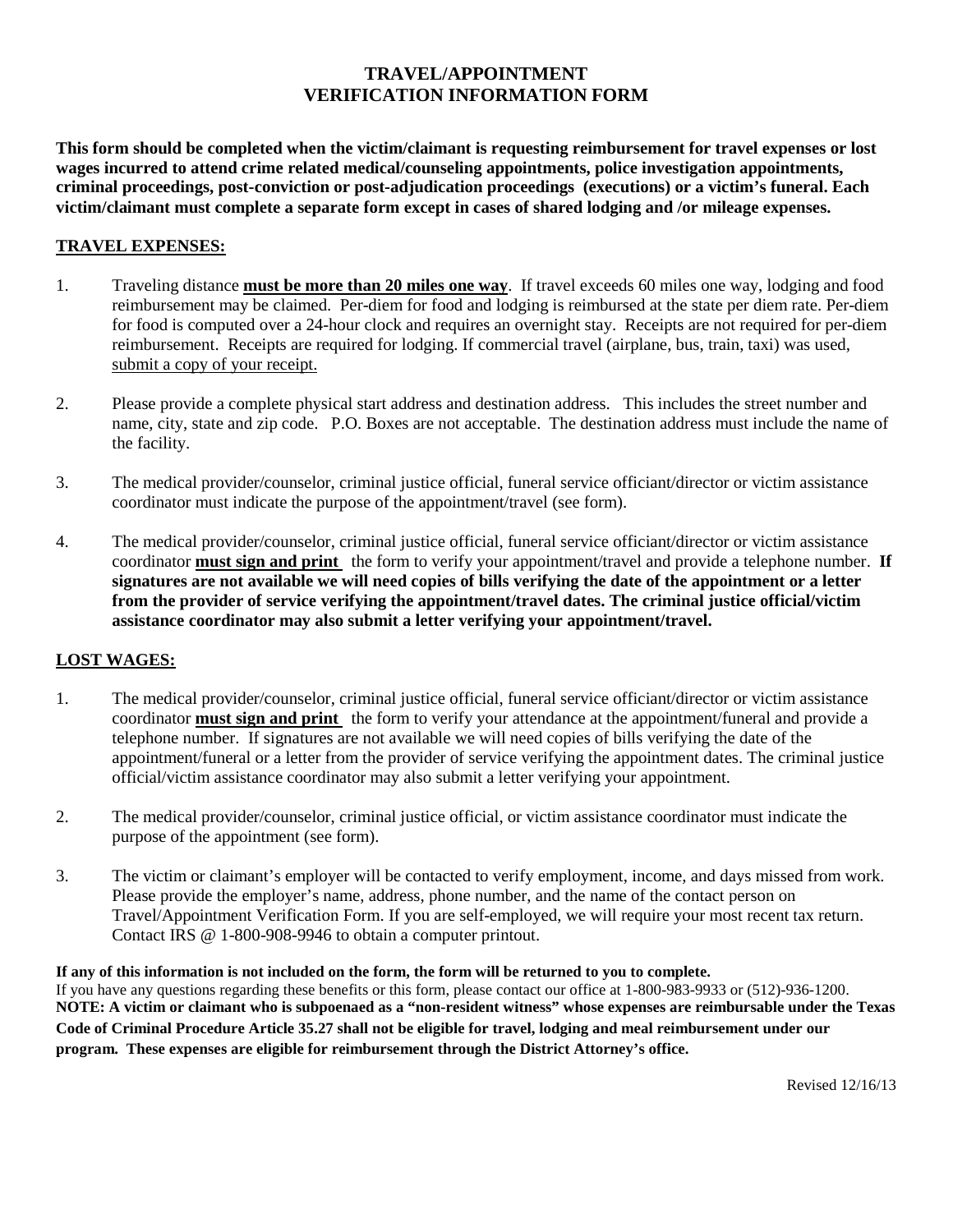# TRAVEL/APPOINTMENT VERIFICATION INFORMATION FORM

**This form should be completed when the victim/claimant is requesting reimbursement for travel expenses or lost wages incurred to attend crime related medical/counseling appointments, police investigation appointments, criminal proceedings, post-conviction or post-adjudication proceedings (executions) or a victim's funeral. Each victim/claimant must complete a separate form except in cases of shared lodging and /or mileage expenses.**

## TRAVEL EXPENSES:

1. Traveling distance **must be more than 20 miles one way**. If travel exceeds 60 miles one way, lodging and food reimbursement may be claimed. Per-diem for food and lodging is reimbursed at the state per diem rate. Per-diem for food is computed over a 24-hour clock and requires an overnight stay. Receipts are not required for per-diem reimbursement. Receipts are required for lodging. If commercial travel (airplane, bus, train, taxi) was used, submit a copy of your receipt.

2. Please provide a complete physical start address and destination address. This includes the street number and name, city, state and zip code. P.O. Boxes are not acceptable. The destination address must include the name of the facility.

3. The medical provider/counselor, criminal justice official, funeral service officiant/director or victim assistance coordinator must indicate the purpose of the appointment/travel (see form).

4. The medical provider/counselor, criminal justice official, funeral service officiant/director or victim assistance coordinator **must sign and print** the form to verify your appointment/travel and provide a telephone number. **If signatures are not available we will need copies of bills verifying the date of the appointment or a letter from the provider of service verifying the appointment/travel dates. The criminal justice official/victim assistance coordinator may also submit a letter verifying your appointment/travel.**

## LOST WAGES:

1. The medical provider/counselor, criminal justice official, funeral service officiant/director or victim assistance coordinator **must sign and print** the form to verify your attendance at the appointment/funeral and provide a telephone number. If signatures are not available we will need copies of bills verifying the date of the appointment/funeral or a letter from the provider of service verifying the appointment dates. The criminal justice official/victim assistance coordinator may also submit a letter verifying your appointment.

2. The medical provider/counselor, criminal justice official, or victim assistance coordinator must indicate the purpose of the appointment (see form).

3. The victim or claimant's employer will be contacted to verify employment, income, and days missed from work. Please provide the employer's name, address, phone number, and the name of the contact person on Travel/Appointment Verification Form. If you are self-employed, we will require your most recent tax return. Contact IRS @ 1-800-908-9946 to obtain a computer printout.

**If any of this information is not included on the form, the form will be returned to you to complete.**
If you have any questions regarding these benefits or this form, please contact our office at 1-800-983-9933 or (512)-936-1200.
**NOTE: A victim or claimant who is subpoenaed as a "non-resident witness" whose expenses are reimbursable under the Texas Code of Criminal Procedure Article 35.27 shall not be eligible for travel, lodging and meal reimbursement under our program. These expenses are eligible for reimbursement through the District Attorney's office.**

Revised 12/16/13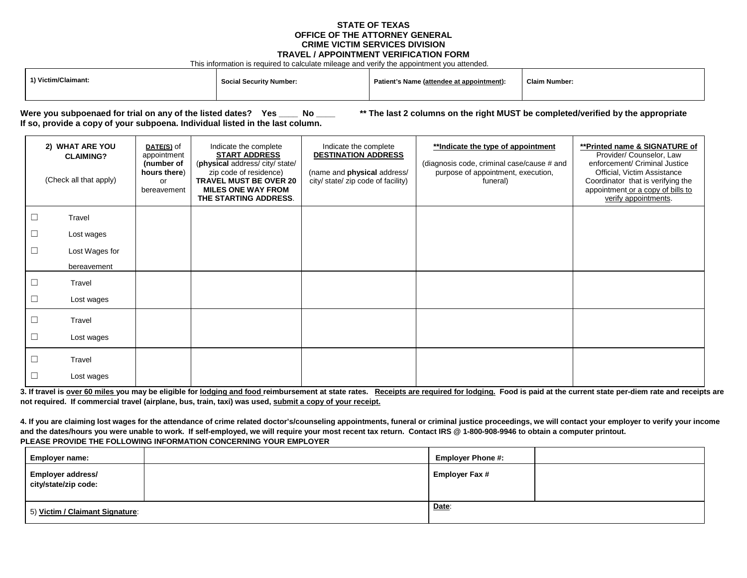**STATE OF TEXAS**
**OFFICE OF THE ATTORNEY GENERAL**
**CRIME VICTIM SERVICES DIVISION**
**TRAVEL / APPOINTMENT VERIFICATION FORM**

This information is required to calculate mileage and verify the appointment you attended.

| 1) Victim/Claimant: | Social Security Number: | Patient's Name (attendee at appointment): | Claim Number: |
|---|---|---|---|
| | | | |

**Were you subpoenaed for trial on any of the listed dates? Yes ____ No ____ ** The last 2 columns on the right MUST be completed/verified by the appropriate If so, provide a copy of your subpoena. Individual listed in the last column.**

| 2) WHAT ARE YOU CLAIMING? (Check all that apply) | DATE(S) of appointment (number of hours there) or bereavement | Indicate the complete START ADDRESS (physical address/ city/ state/ zip code of residence) TRAVEL MUST BE OVER 20 MILES ONE WAY FROM THE STARTING ADDRESS. | Indicate the complete DESTINATION ADDRESS (name and physical address/ city/ state/ zip code of facility) | **Indicate the type of appointment (diagnosis code, criminal case/cause # and purpose of appointment, execution, funeral) | **Printed name & SIGNATURE of Provider/ Counselor, Law enforcement/ Criminal Justice Official, Victim Assistance Coordinator that is verifying the appointment or a copy of bills to verify appointments. |
|---|---|---|---|---|---|
| ☐ Travel<br>☐ Lost wages<br>☐ Lost Wages for bereavement | | | | | |
| ☐ Travel<br>☐ Lost wages | | | | | |
| ☐ Travel<br>☐ Lost wages | | | | | |
| ☐ Travel<br>☐ Lost wages | | | | | |

**3. If travel is over 60 miles you may be eligible for lodging and food reimbursement at state rates. Receipts are required for lodging. Food is paid at the current state per-diem rate and receipts are not required. If commercial travel (airplane, bus, train, taxi) was used, submit a copy of your receipt.**

**4. If you are claiming lost wages for the attendance of crime related doctor's/counseling appointments, funeral or criminal justice proceedings, we will contact your employer to verify your income and the dates/hours you were unable to work. If self-employed, we will require your most recent tax return. Contact IRS @ 1-800-908-9946 to obtain a computer printout.**
**PLEASE PROVIDE THE FOLLOWING INFORMATION CONCERNING YOUR EMPLOYER**

| | | | |
|---|---|---|---|
| **Employer name:** | | **Employer Phone #:** | |
| **Employer address/ city/state/zip code:** | | **Employer Fax #** | |
| 5) **Victim / Claimant Signature**: | | **Date**: | |